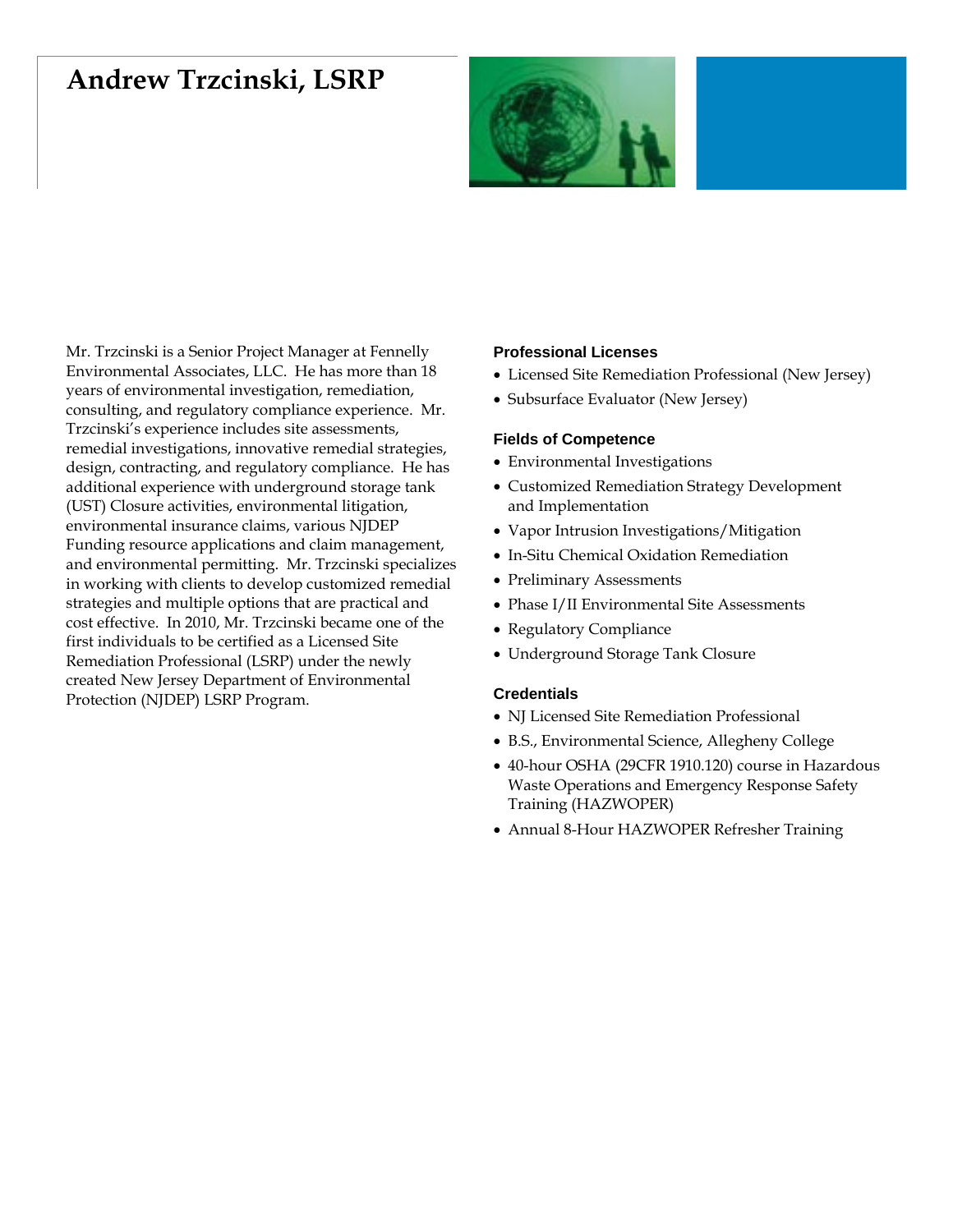# Andrew Trzcinski, LSRP

Mr. Trzcinski is a Senior Project Manager at Fennelly Environmental Associates, LLC. He has more than 18 years of environmental investigation, remediation, consulting, and regulatory compliance experience. Mr. Trzcinski's experience includes site assessments, remedial investigations, innovative remedial strategies, design, contracting, and regulatory compliance. He has additional experience with underground storage tank (UST) Closure activities, environmental litigation, environmental insurance claims, various NJDEP Funding resource applications and claim management, and environmental permitting. Mr. Trzcinski specializes in working with clients to develop customized remedial strategies and multiple options that are practical and cost effective. In 2010, Mr. Trzcinski became one of the first individuals to be certified as a Licensed Site Remediation Professional (LSRP) under the newly created New Jersey Department of Environmental Protection (NJDEP) LSRP Program.

### Professional Licenses

- Licensed Site Remediation Professional (New Jersey)
- Subsurface Evaluator (New Jersey)

### Fields of Competence

- Environmental Investigations
- Customized Remediation Strategy Development and Implementation
- Vapor Intrusion Investigations/Mitigation
- In-Situ Chemical Oxidation Remediation
- Preliminary Assessments
- Phase I/II Environmental Site Assessments
- Regulatory Compliance
- Underground Storage Tank Closure

### Credentials

- NJ Licensed Site Remediation Professional
- B.S., Environmental Science, Allegheny College
- 40-hour OSHA (29CFR 1910.120) course in Hazardous Waste Operations and Emergency Response Safety Training (HAZWOPER)
- Annual 8-Hour HAZWOPER Refresher Training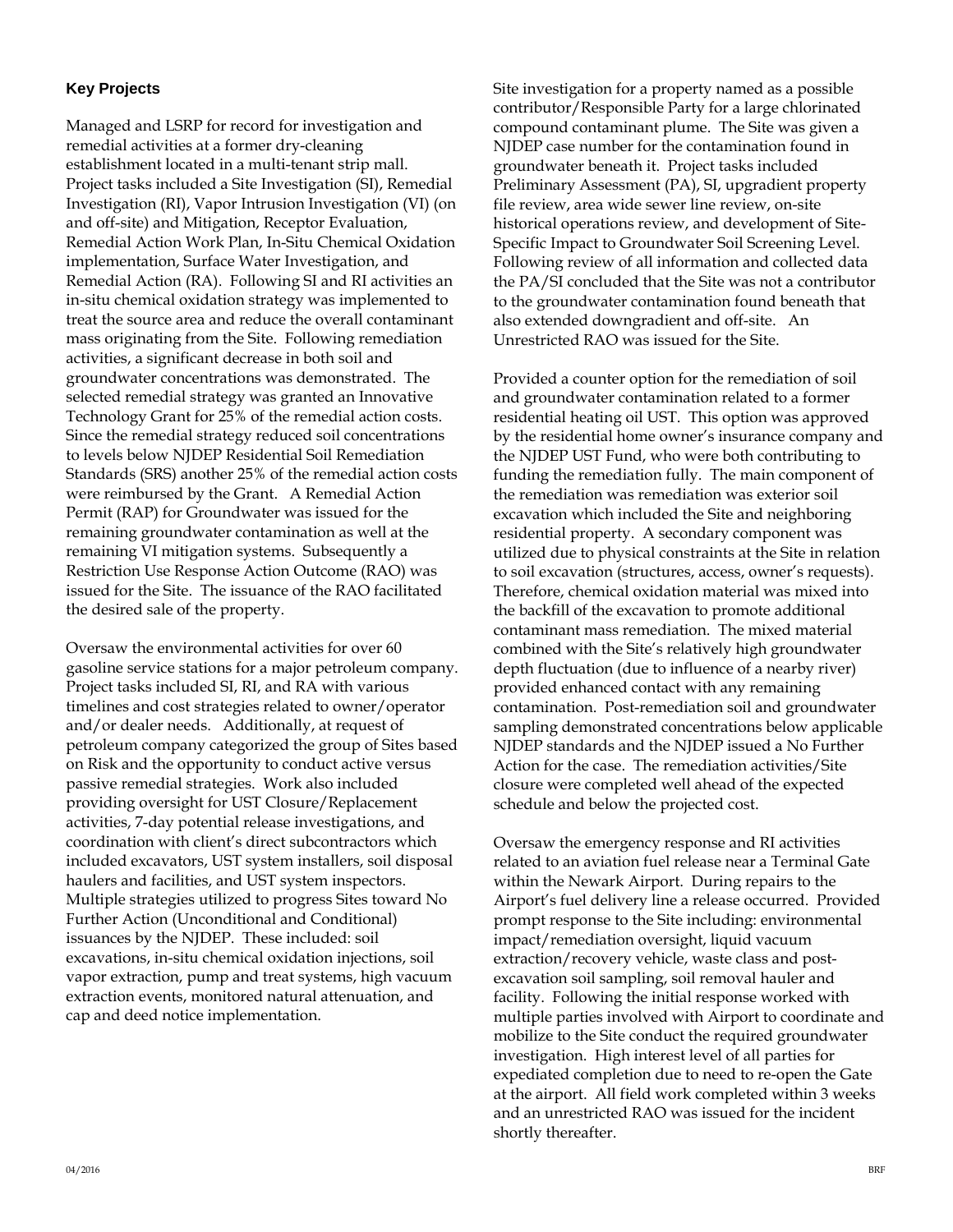### Key Projects

Managed and LSRP for record for investigation and remedial activities at a former dry-cleaning establishment located in a multi-tenant strip mall. Project tasks included a Site Investigation (SI), Remedial Investigation (RI), Vapor Intrusion Investigation (VI) (on and off-site) and Mitigation, Receptor Evaluation, Remedial Action Work Plan, In-Situ Chemical Oxidation implementation, Surface Water Investigation, and Remedial Action (RA). Following SI and RI activities an in-situ chemical oxidation strategy was implemented to treat the source area and reduce the overall contaminant mass originating from the Site. Following remediation activities, a significant decrease in both soil and groundwater concentrations was demonstrated. The selected remedial strategy was granted an Innovative Technology Grant for 25% of the remedial action costs. Since the remedial strategy reduced soil concentrations to levels below NJDEP Residential Soil Remediation Standards (SRS) another 25% of the remedial action costs were reimbursed by the Grant. A Remedial Action Permit (RAP) for Groundwater was issued for the remaining groundwater contamination as well at the remaining VI mitigation systems. Subsequently a Restriction Use Response Action Outcome (RAO) was issued for the Site. The issuance of the RAO facilitated the desired sale of the property.

Oversaw the environmental activities for over 60 gasoline service stations for a major petroleum company. Project tasks included SI, RI, and RA with various timelines and cost strategies related to owner/operator and/or dealer needs. Additionally, at request of petroleum company categorized the group of Sites based on Risk and the opportunity to conduct active versus passive remedial strategies. Work also included providing oversight for UST Closure/Replacement activities, 7-day potential release investigations, and coordination with client's direct subcontractors which included excavators, UST system installers, soil disposal haulers and facilities, and UST system inspectors. Multiple strategies utilized to progress Sites toward No Further Action (Unconditional and Conditional) issuances by the NJDEP. These included: soil excavations, in-situ chemical oxidation injections, soil vapor extraction, pump and treat systems, high vacuum extraction events, monitored natural attenuation, and cap and deed notice implementation.

Site investigation for a property named as a possible contributor/Responsible Party for a large chlorinated compound contaminant plume. The Site was given a NJDEP case number for the contamination found in groundwater beneath it. Project tasks included Preliminary Assessment (PA), SI, upgradient property file review, area wide sewer line review, on-site historical operations review, and development of Site-Specific Impact to Groundwater Soil Screening Level. Following review of all information and collected data the PA/SI concluded that the Site was not a contributor to the groundwater contamination found beneath that also extended downgradient and off-site. An Unrestricted RAO was issued for the Site.

Provided a counter option for the remediation of soil and groundwater contamination related to a former residential heating oil UST. This option was approved by the residential home owner's insurance company and the NJDEP UST Fund, who were both contributing to funding the remediation fully. The main component of the remediation was remediation was exterior soil excavation which included the Site and neighboring residential property. A secondary component was utilized due to physical constraints at the Site in relation to soil excavation (structures, access, owner's requests). Therefore, chemical oxidation material was mixed into the backfill of the excavation to promote additional contaminant mass remediation. The mixed material combined with the Site's relatively high groundwater depth fluctuation (due to influence of a nearby river) provided enhanced contact with any remaining contamination. Post-remediation soil and groundwater sampling demonstrated concentrations below applicable NJDEP standards and the NJDEP issued a No Further Action for the case. The remediation activities/Site closure were completed well ahead of the expected schedule and below the projected cost.

Oversaw the emergency response and RI activities related to an aviation fuel release near a Terminal Gate within the Newark Airport. During repairs to the Airport's fuel delivery line a release occurred. Provided prompt response to the Site including: environmental impact/remediation oversight, liquid vacuum extraction/recovery vehicle, waste class and post-excavation soil sampling, soil removal hauler and facility. Following the initial response worked with multiple parties involved with Airport to coordinate and mobilize to the Site conduct the required groundwater investigation. High interest level of all parties for expediated completion due to need to re-open the Gate at the airport. All field work completed within 3 weeks and an unrestricted RAO was issued for the incident shortly thereafter.